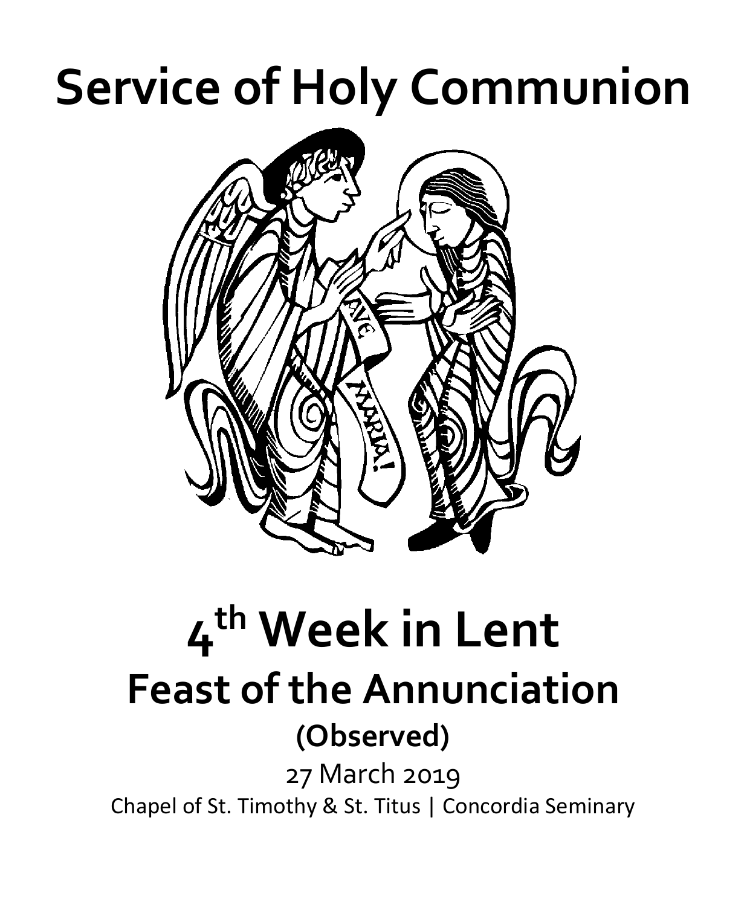# Service of Holy Communion

# 4th Week in Lent

## Feast of the Annunciation

### (Observed)

27 March 2019

Chapel of St. Timothy & St. Titus | Concordia Seminary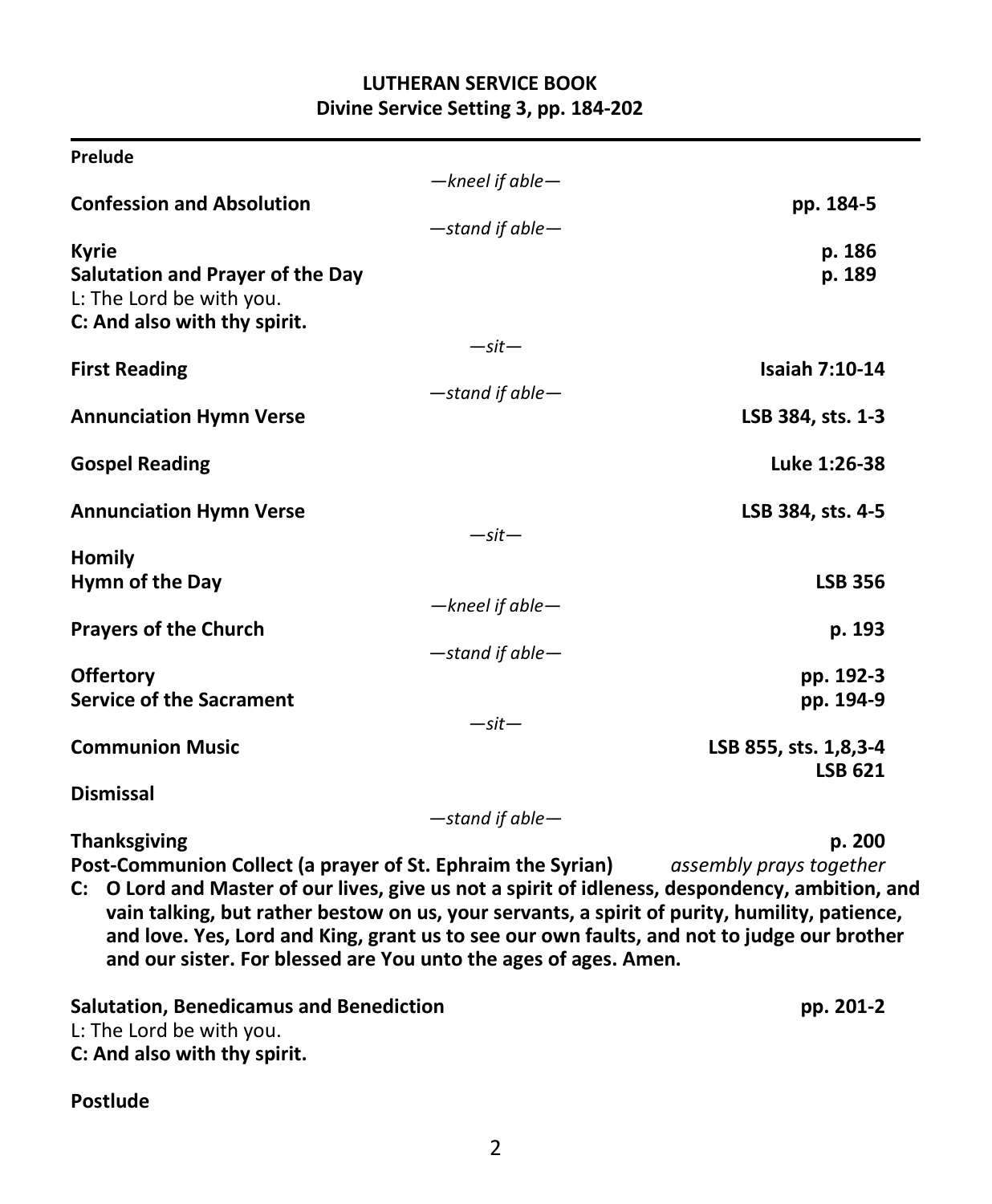**LUTHERAN SERVICE BOOK**
**Divine Service Setting 3, pp. 184-202**

---

**Prelude**

*—kneel if able—*

**Confession and Absolution** — **pp. 184-5**

*—stand if able—*

**Kyrie** — **p. 186**

**Salutation and Prayer of the Day** — **p. 189**

L: The Lord be with you.
**C: And also with thy spirit.**

*—sit—*

**First Reading** — **Isaiah 7:10-14**

*—stand if able—*

**Annunciation Hymn Verse** — **LSB 384, sts. 1-3**

**Gospel Reading** — **Luke 1:26-38**

**Annunciation Hymn Verse** — **LSB 384, sts. 4-5**

*—sit—*

**Homily**

**Hymn of the Day** — **LSB 356**

*—kneel if able—*

**Prayers of the Church** — **p. 193**

*—stand if able—*

**Offertory** — **pp. 192-3**

**Service of the Sacrament** — **pp. 194-9**

*—sit—*

**Communion Music** — **LSB 855, sts. 1,8,3-4**
**LSB 621**

**Dismissal**

*—stand if able—*

**Thanksgiving** — **p. 200**

**Post-Communion Collect (a prayer of St. Ephraim the Syrian)** — *assembly prays together*

**C: O Lord and Master of our lives, give us not a spirit of idleness, despondency, ambition, and vain talking, but rather bestow on us, your servants, a spirit of purity, humility, patience, and love. Yes, Lord and King, grant us to see our own faults, and not to judge our brother and our sister. For blessed are You unto the ages of ages. Amen.**

**Salutation, Benedicamus and Benediction** — **pp. 201-2**

L: The Lord be with you.
**C: And also with thy spirit.**

**Postlude**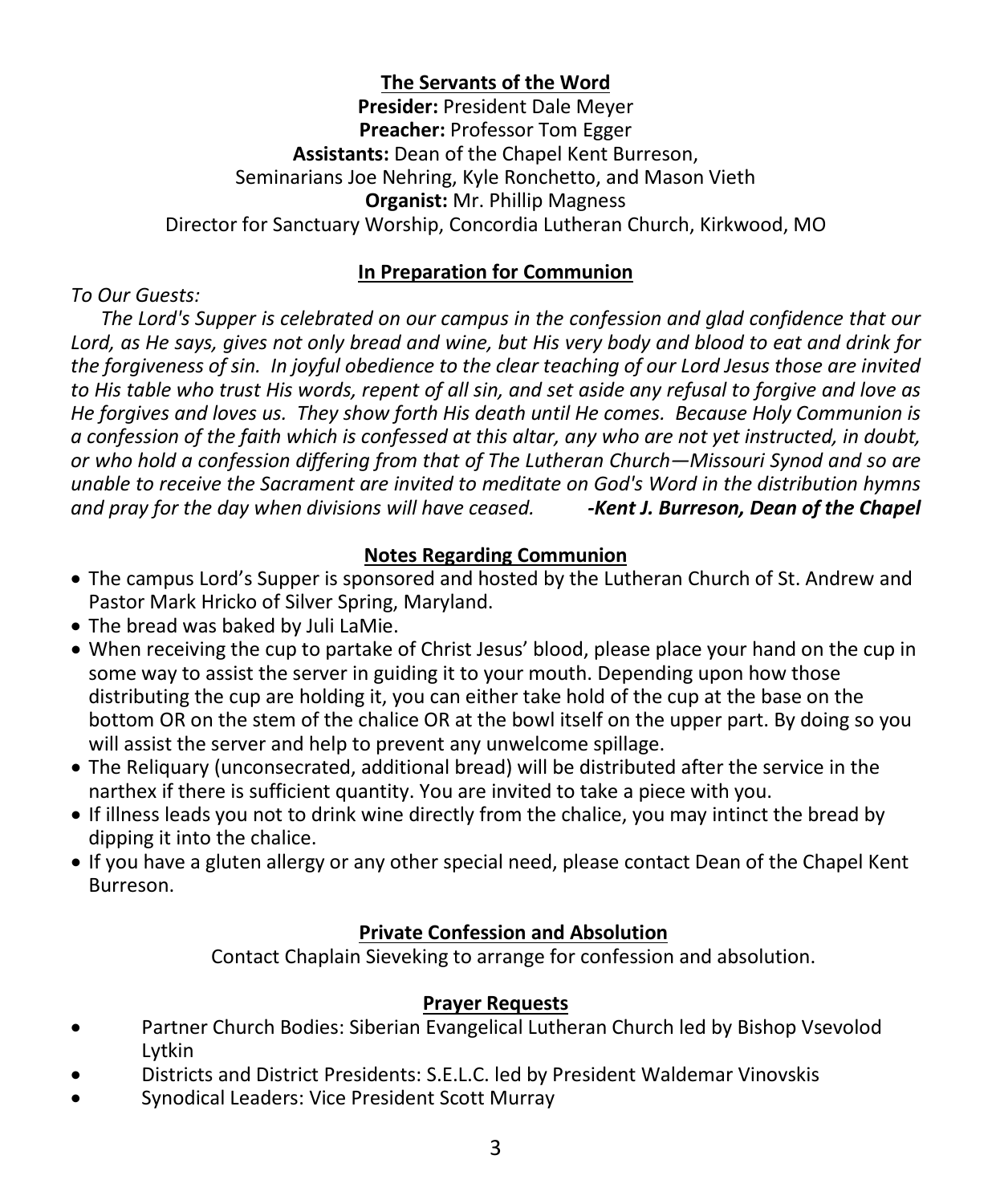## The Servants of the Word

**Presider:** President Dale Meyer
**Preacher:** Professor Tom Egger
**Assistants:** Dean of the Chapel Kent Burreson,
Seminarians Joe Nehring, Kyle Ronchetto, and Mason Vieth
**Organist:** Mr. Phillip Magness
Director for Sanctuary Worship, Concordia Lutheran Church, Kirkwood, MO

## In Preparation for Communion

*To Our Guests:*

*The Lord's Supper is celebrated on our campus in the confession and glad confidence that our Lord, as He says, gives not only bread and wine, but His very body and blood to eat and drink for the forgiveness of sin. In joyful obedience to the clear teaching of our Lord Jesus those are invited to His table who trust His words, repent of all sin, and set aside any refusal to forgive and love as He forgives and loves us. They show forth His death until He comes. Because Holy Communion is a confession of the faith which is confessed at this altar, any who are not yet instructed, in doubt, or who hold a confession differing from that of The Lutheran Church—Missouri Synod and so are unable to receive the Sacrament are invited to meditate on God's Word in the distribution hymns and pray for the day when divisions will have ceased.* ***-Kent J. Burreson, Dean of the Chapel***

## Notes Regarding Communion

- The campus Lord's Supper is sponsored and hosted by the Lutheran Church of St. Andrew and Pastor Mark Hricko of Silver Spring, Maryland.
- The bread was baked by Juli LaMie.
- When receiving the cup to partake of Christ Jesus' blood, please place your hand on the cup in some way to assist the server in guiding it to your mouth. Depending upon how those distributing the cup are holding it, you can either take hold of the cup at the base on the bottom OR on the stem of the chalice OR at the bowl itself on the upper part. By doing so you will assist the server and help to prevent any unwelcome spillage.
- The Reliquary (unconsecrated, additional bread) will be distributed after the service in the narthex if there is sufficient quantity. You are invited to take a piece with you.
- If illness leads you not to drink wine directly from the chalice, you may intinct the bread by dipping it into the chalice.
- If you have a gluten allergy or any other special need, please contact Dean of the Chapel Kent Burreson.

## Private Confession and Absolution

Contact Chaplain Sieveking to arrange for confession and absolution.

## Prayer Requests

- Partner Church Bodies: Siberian Evangelical Lutheran Church led by Bishop Vsevolod Lytkin
- Districts and District Presidents: S.E.L.C. led by President Waldemar Vinovskis
- Synodical Leaders: Vice President Scott Murray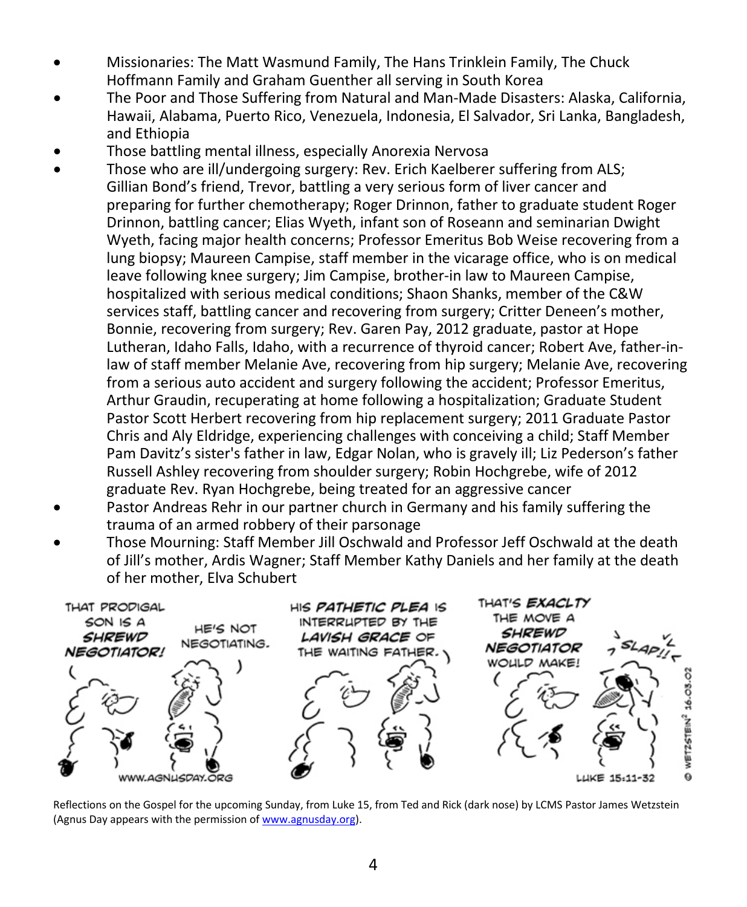- Missionaries: The Matt Wasmund Family, The Hans Trinklein Family, The Chuck Hoffmann Family and Graham Guenther all serving in South Korea
- The Poor and Those Suffering from Natural and Man-Made Disasters: Alaska, California, Hawaii, Alabama, Puerto Rico, Venezuela, Indonesia, El Salvador, Sri Lanka, Bangladesh, and Ethiopia
- Those battling mental illness, especially Anorexia Nervosa
- Those who are ill/undergoing surgery: Rev. Erich Kaelberer suffering from ALS; Gillian Bond's friend, Trevor, battling a very serious form of liver cancer and preparing for further chemotherapy; Roger Drinnon, father to graduate student Roger Drinnon, battling cancer; Elias Wyeth, infant son of Roseann and seminarian Dwight Wyeth, facing major health concerns; Professor Emeritus Bob Weise recovering from a lung biopsy; Maureen Campise, staff member in the vicarage office, who is on medical leave following knee surgery; Jim Campise, brother-in law to Maureen Campise, hospitalized with serious medical conditions; Shaon Shanks, member of the C&W services staff, battling cancer and recovering from surgery; Critter Deneen's mother, Bonnie, recovering from surgery; Rev. Garen Pay, 2012 graduate, pastor at Hope Lutheran, Idaho Falls, Idaho, with a recurrence of thyroid cancer; Robert Ave, father-in-law of staff member Melanie Ave, recovering from hip surgery; Melanie Ave, recovering from a serious auto accident and surgery following the accident; Professor Emeritus, Arthur Graudin, recuperating at home following a hospitalization; Graduate Student Pastor Scott Herbert recovering from hip replacement surgery; 2011 Graduate Pastor Chris and Aly Eldridge, experiencing challenges with conceiving a child; Staff Member Pam Davitz's sister's father in law, Edgar Nolan, who is gravely ill; Liz Pederson's father Russell Ashley recovering from shoulder surgery; Robin Hochgrebe, wife of 2012 graduate Rev. Ryan Hochgrebe, being treated for an aggressive cancer
- Pastor Andreas Rehr in our partner church in Germany and his family suffering the trauma of an armed robbery of their parsonage
- Those Mourning: Staff Member Jill Oschwald and Professor Jeff Oschwald at the death of Jill's mother, Ardis Wagner; Staff Member Kathy Daniels and her family at the death of her mother, Elva Schubert

THAT PRODIGAL SON IS A *SHREWD NEGOTIATOR!*

HE'S NOT NEGOTIATING.

HIS *PATHETIC PLEA* IS INTERRUPTED BY THE *LAVISH GRACE* OF THE WAITING FATHER.

THAT'S *EXACLTY* THE MOVE A *SHREWD NEGOTIATOR* WOULD MAKE!

SLAP!!

WWW.AGNUSDAY.ORG

LUKE 15:11-32

© WETZSTEIN[2] 16.03.02

Reflections on the Gospel for the upcoming Sunday, from Luke 15, from Ted and Rick (dark nose) by LCMS Pastor James Wetzstein (Agnus Day appears with the permission of www.agnusday.org).